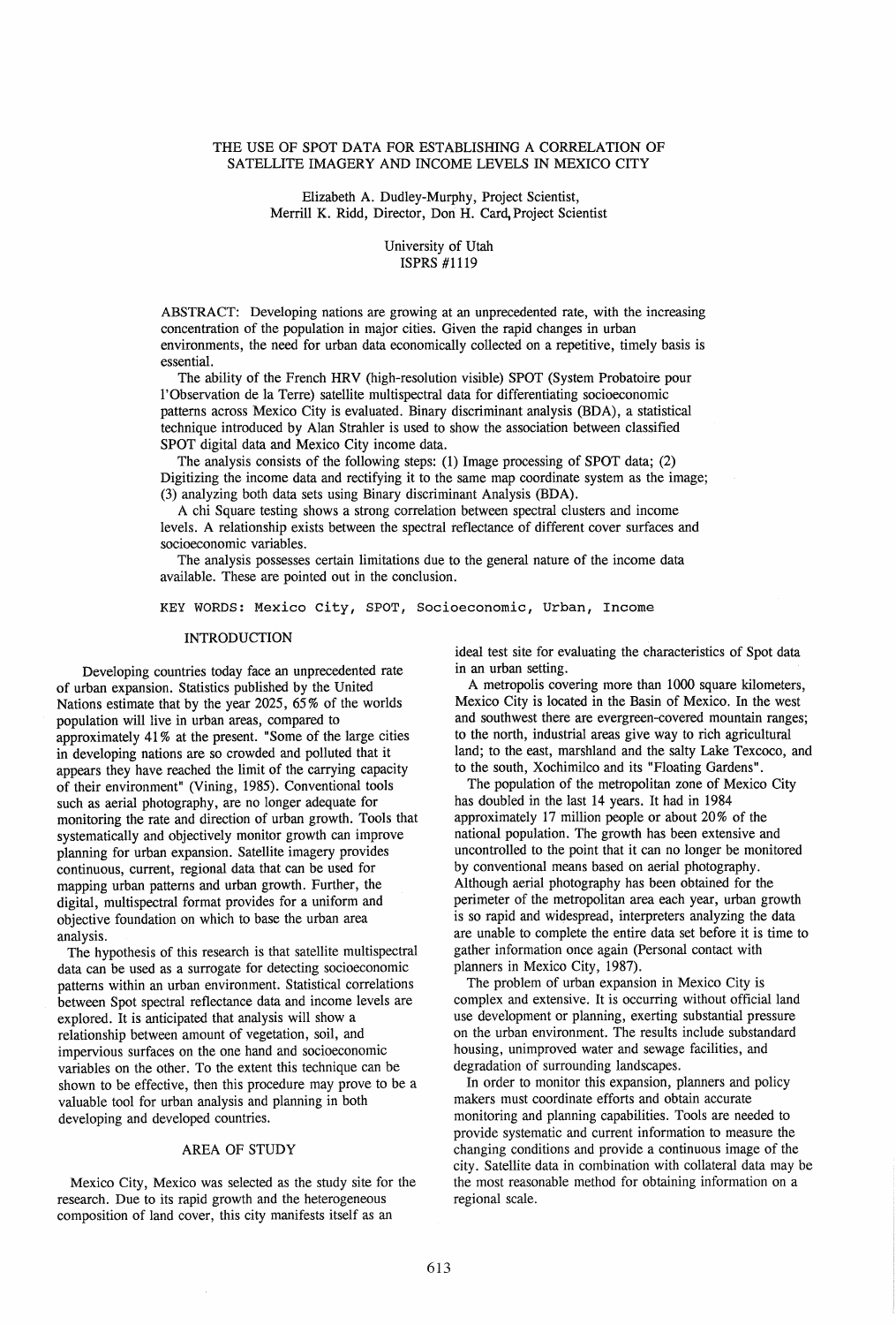# THE USE OF SPOT DATA FOR ESTABLISHING A CORRELATION OF SATELLITE IMAGERY AND INCOME LEVELS IN MEXICO CITY

Elizabeth A. Dudley-Murphy, Project Scientist,
Merrill K. Ridd, Director, Don H. Card, Project Scientist

University of Utah
ISPRS #1119

ABSTRACT: Developing nations are growing at an unprecedented rate, with the increasing concentration of the population in major cities. Given the rapid changes in urban environments, the need for urban data economically collected on a repetitive, timely basis is essential.

The ability of the French HRV (high-resolution visible) SPOT (System Probatoire pour l'Observation de la Terre) satellite multispectral data for differentiating socioeconomic patterns across Mexico City is evaluated. Binary discriminant analysis (BDA), a statistical technique introduced by Alan Strahler is used to show the association between classified SPOT digital data and Mexico City income data.

The analysis consists of the following steps: (1) Image processing of SPOT data; (2) Digitizing the income data and rectifying it to the same map coordinate system as the image; (3) analyzing both data sets using Binary discriminant Analysis (BDA).

A chi Square testing shows a strong correlation between spectral clusters and income levels. A relationship exists between the spectral reflectance of different cover surfaces and socioeconomic variables.

The analysis possesses certain limitations due to the general nature of the income data available. These are pointed out in the conclusion.

KEY WORDS: Mexico City, SPOT, Socioeconomic, Urban, Income

## INTRODUCTION

Developing countries today face an unprecedented rate of urban expansion. Statistics published by the United Nations estimate that by the year 2025, 65% of the worlds population will live in urban areas, compared to approximately 41% at the present. "Some of the large cities in developing nations are so crowded and polluted that it appears they have reached the limit of the carrying capacity of their environment" (Vining, 1985). Conventional tools such as aerial photography, are no longer adequate for monitoring the rate and direction of urban growth. Tools that systematically and objectively monitor growth can improve planning for urban expansion. Satellite imagery provides continuous, current, regional data that can be used for mapping urban patterns and urban growth. Further, the digital, multispectral format provides for a uniform and objective foundation on which to base the urban area analysis.

The hypothesis of this research is that satellite multispectral data can be used as a surrogate for detecting socioeconomic patterns within an urban environment. Statistical correlations between Spot spectral reflectance data and income levels are explored. It is anticipated that analysis will show a relationship between amount of vegetation, soil, and impervious surfaces on the one hand and socioeconomic variables on the other. To the extent this technique can be shown to be effective, then this procedure may prove to be a valuable tool for urban analysis and planning in both developing and developed countries.

## AREA OF STUDY

Mexico City, Mexico was selected as the study site for the research. Due to its rapid growth and the heterogeneous composition of land cover, this city manifests itself as an ideal test site for evaluating the characteristics of Spot data in an urban setting.

A metropolis covering more than 1000 square kilometers, Mexico City is located in the Basin of Mexico. In the west and southwest there are evergreen-covered mountain ranges; to the north, industrial areas give way to rich agricultural land; to the east, marshland and the salty Lake Texcoco, and to the south, Xochimilco and its "Floating Gardens".

The population of the metropolitan zone of Mexico City has doubled in the last 14 years. It had in 1984 approximately 17 million people or about 20% of the national population. The growth has been extensive and uncontrolled to the point that it can no longer be monitored by conventional means based on aerial photography. Although aerial photography has been obtained for the perimeter of the metropolitan area each year, urban growth is so rapid and widespread, interpreters analyzing the data are unable to complete the entire data set before it is time to gather information once again (Personal contact with planners in Mexico City, 1987).

The problem of urban expansion in Mexico City is complex and extensive. It is occurring without official land use development or planning, exerting substantial pressure on the urban environment. The results include substandard housing, unimproved water and sewage facilities, and degradation of surrounding landscapes.

In order to monitor this expansion, planners and policy makers must coordinate efforts and obtain accurate monitoring and planning capabilities. Tools are needed to provide systematic and current information to measure the changing conditions and provide a continuous image of the city. Satellite data in combination with collateral data may be the most reasonable method for obtaining information on a regional scale.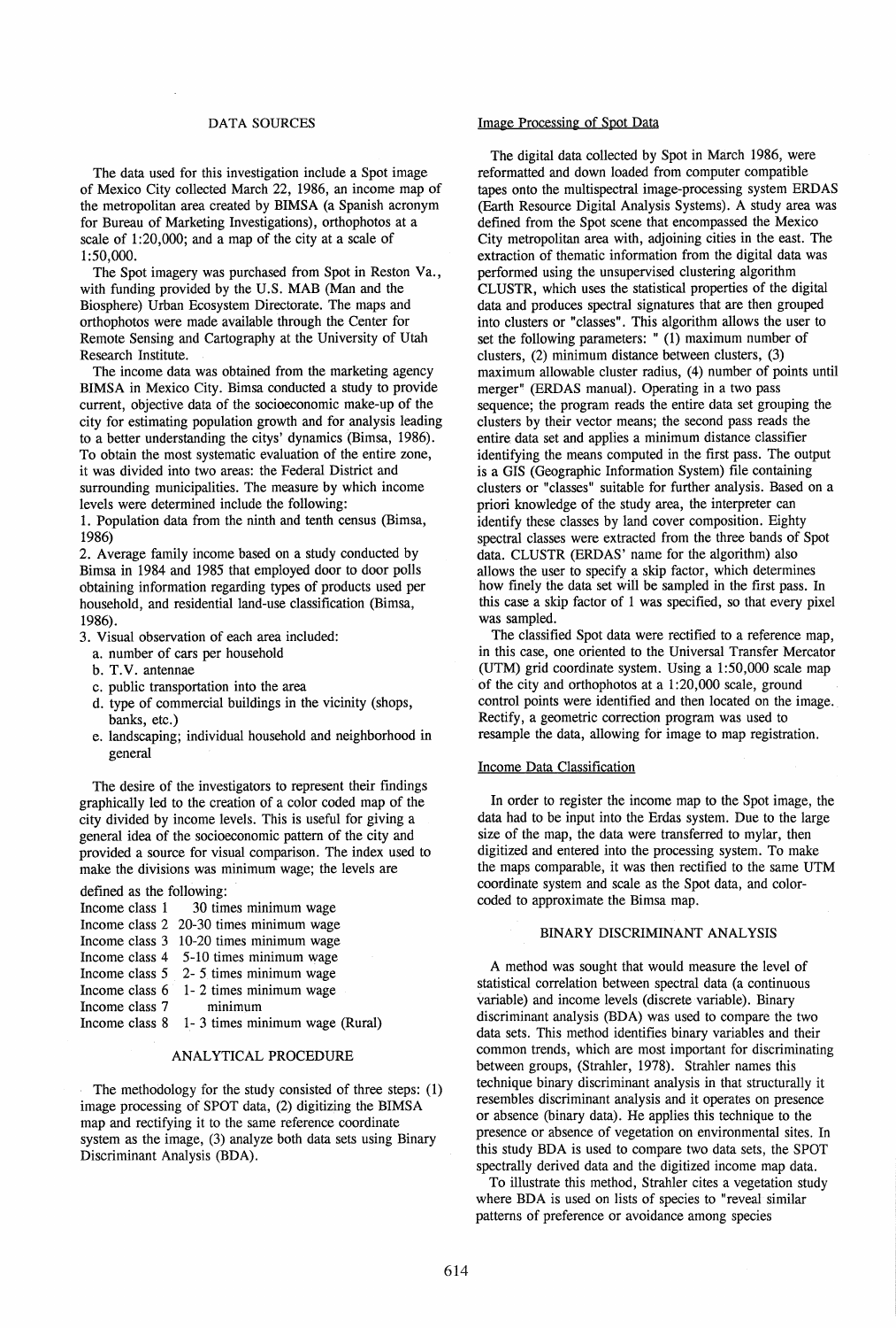## DATA SOURCES

The data used for this investigation include a Spot image of Mexico City collected March 22, 1986, an income map of the metropolitan area created by BIMSA (a Spanish acronym for Bureau of Marketing Investigations), orthophotos at a scale of 1:20,000; and a map of the city at a scale of 1:50,000.

The Spot imagery was purchased from Spot in Reston Va., with funding provided by the U.S. MAB (Man and the Biosphere) Urban Ecosystem Directorate. The maps and orthophotos were made available through the Center for Remote Sensing and Cartography at the University of Utah Research Institute.

The income data was obtained from the marketing agency BIMSA in Mexico City. Bimsa conducted a study to provide current, objective data of the socioeconomic make-up of the city for estimating population growth and for analysis leading to a better understanding the citys' dynamics (Bimsa, 1986). To obtain the most systematic evaluation of the entire zone, it was divided into two areas: the Federal District and surrounding municipalities. The measure by which income levels were determined include the following:

1. Population data from the ninth and tenth census (Bimsa, 1986)
2. Average family income based on a study conducted by Bimsa in 1984 and 1985 that employed door to door polls obtaining information regarding types of products used per household, and residential land-use classification (Bimsa, 1986).
3. Visual observation of each area included:
   a. number of cars per household
   b. T.V. antennae
   c. public transportation into the area
   d. type of commercial buildings in the vicinity (shops, banks, etc.)
   e. landscaping; individual household and neighborhood in general

The desire of the investigators to represent their findings graphically led to the creation of a color coded map of the city divided by income levels. This is useful for giving a general idea of the socioeconomic pattern of the city and provided a source for visual comparison. The index used to make the divisions was minimum wage; the levels are defined as the following:

| | |
|---|---|
| Income class 1 | 30 times minimum wage |
| Income class 2 | 20-30 times minimum wage |
| Income class 3 | 10-20 times minimum wage |
| Income class 4 | 5-10 times minimum wage |
| Income class 5 | 2- 5 times minimum wage |
| Income class 6 | 1- 2 times minimum wage |
| Income class 7 | minimum |
| Income class 8 | 1- 3 times minimum wage (Rural) |

## ANALYTICAL PROCEDURE

The methodology for the study consisted of three steps: (1) image processing of SPOT data, (2) digitizing the BIMSA map and rectifying it to the same reference coordinate system as the image, (3) analyze both data sets using Binary Discriminant Analysis (BDA).

### Image Processing of Spot Data

The digital data collected by Spot in March 1986, were reformatted and down loaded from computer compatible tapes onto the multispectral image-processing system ERDAS (Earth Resource Digital Analysis Systems). A study area was defined from the Spot scene that encompassed the Mexico City metropolitan area with, adjoining cities in the east. The extraction of thematic information from the digital data was performed using the unsupervised clustering algorithm CLUSTR, which uses the statistical properties of the digital data and produces spectral signatures that are then grouped into clusters or "classes". This algorithm allows the user to set the following parameters: " (1) maximum number of clusters, (2) minimum distance between clusters, (3) maximum allowable cluster radius, (4) number of points until merger" (ERDAS manual). Operating in a two pass sequence; the program reads the entire data set grouping the clusters by their vector means; the second pass reads the entire data set and applies a minimum distance classifier identifying the means computed in the first pass. The output is a GIS (Geographic Information System) file containing clusters or "classes" suitable for further analysis. Based on a priori knowledge of the study area, the interpreter can identify these classes by land cover composition. Eighty spectral classes were extracted from the three bands of Spot data. CLUSTR (ERDAS' name for the algorithm) also allows the user to specify a skip factor, which determines how finely the data set will be sampled in the first pass. In this case a skip factor of 1 was specified, so that every pixel was sampled.

The classified Spot data were rectified to a reference map, in this case, one oriented to the Universal Transfer Mercator (UTM) grid coordinate system. Using a 1:50,000 scale map of the city and orthophotos at a 1:20,000 scale, ground control points were identified and then located on the image. Rectify, a geometric correction program was used to resample the data, allowing for image to map registration.

### Income Data Classification

In order to register the income map to the Spot image, the data had to be input into the Erdas system. Due to the large size of the map, the data were transferred to mylar, then digitized and entered into the processing system. To make the maps comparable, it was then rectified to the same UTM coordinate system and scale as the Spot data, and color-coded to approximate the Bimsa map.

## BINARY DISCRIMINANT ANALYSIS

A method was sought that would measure the level of statistical correlation between spectral data (a continuous variable) and income levels (discrete variable). Binary discriminant analysis (BDA) was used to compare the two data sets. This method identifies binary variables and their common trends, which are most important for discriminating between groups, (Strahler, 1978). Strahler names this technique binary discriminant analysis in that structurally it resembles discriminant analysis and it operates on presence or absence (binary data). He applies this technique to the presence or absence of vegetation on environmental sites. In this study BDA is used to compare two data sets, the SPOT spectrally derived data and the digitized income map data.

To illustrate this method, Strahler cites a vegetation study where BDA is used on lists of species to "reveal similar patterns of preference or avoidance among species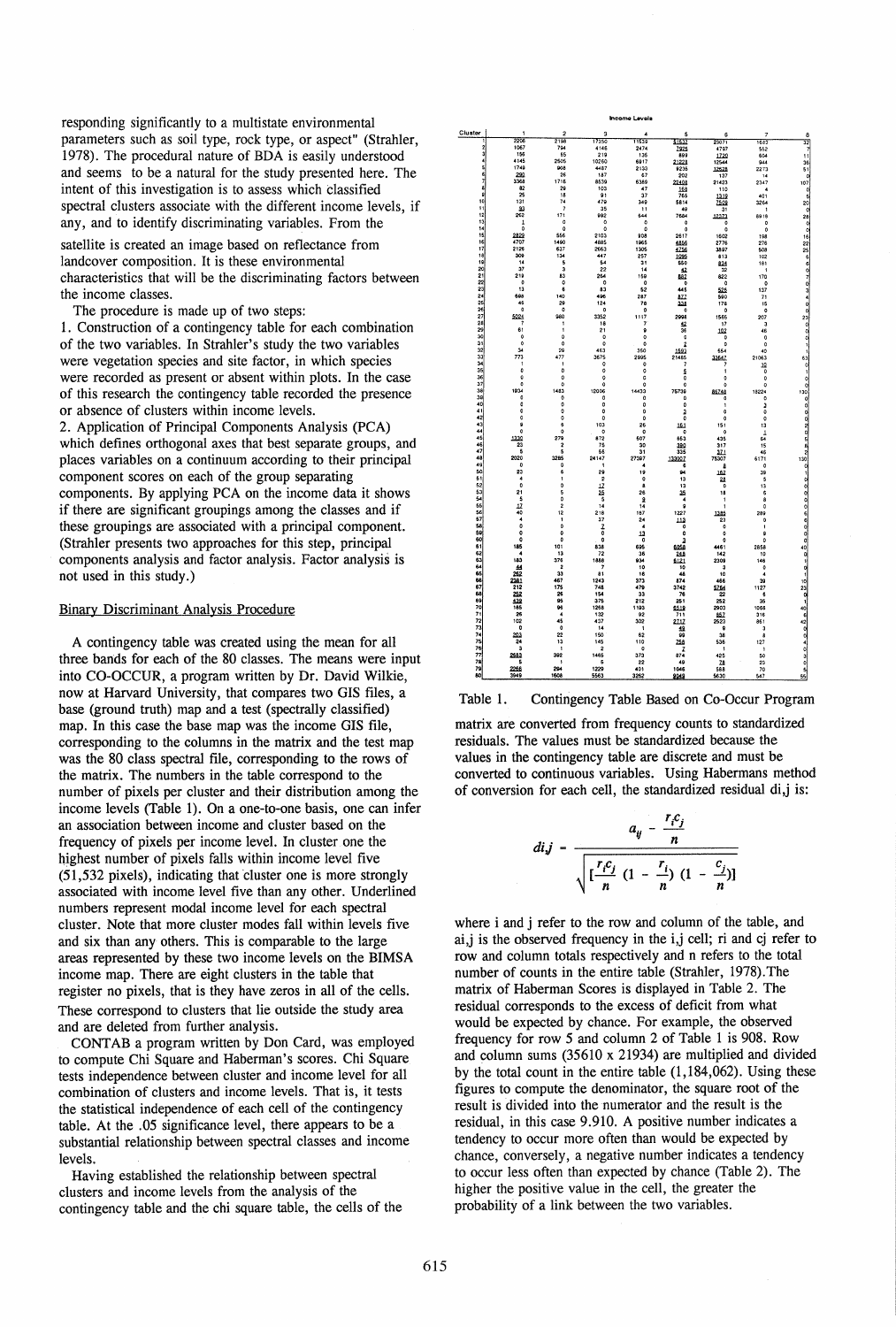responding significantly to a multistate environmental parameters such as soil type, rock type, or aspect" (Strahler, 1978). The procedural nature of BDA is easily understood and seems to be a natural for the study presented here. The intent of this investigation is to assess which classified spectral clusters associate with the different income levels, if any, and to identify discriminating variables. From the satellite is created an image based on reflectance from landcover composition. It is these environmental characteristics that will be the discriminating factors between the income classes.

The procedure is made up of two steps:

1. Construction of a contingency table for each combination of the two variables. In Strahler's study the two variables were vegetation species and site factor, in which species were recorded as present or absent within plots. In the case of this research the contingency table recorded the presence or absence of clusters within income levels.
2. Application of Principal Components Analysis (PCA) which defines orthogonal axes that best separate groups, and places variables on a continuum according to their principal component scores on each of the group separating components. By applying PCA on the income data it shows if there are significant groupings among the classes and if these groupings are associated with a principal component. (Strahler presents two approaches for this step, principal components analysis and factor analysis. Factor analysis is not used in this study.)

## Binary Discriminant Analysis Procedure

A contingency table was created using the mean for all three bands for each of the 80 classes. The means were input into CO-OCCUR, a program written by Dr. David Wilkie, now at Harvard University, that compares two GIS files, a base (ground truth) map and a test (spectrally classified) map. In this case the base map was the income GIS file, corresponding to the columns in the matrix and the test map was the 80 class spectral file, corresponding to the rows of the matrix. The numbers in the table correspond to the number of pixels per cluster and their distribution among the income levels (Table 1). On a one-to-one basis, one can infer an association between income and cluster based on the frequency of pixels per income level. In cluster one the highest number of pixels falls within income level five (51,532 pixels), indicating that cluster one is more strongly associated with income level five than any other. Underlined numbers represent modal income level for each spectral cluster. Note that more cluster modes fall within levels five and six than any others. This is comparable to the large areas represented by these two income levels on the BIMSA income map. There are eight clusters in the table that register no pixels, that is they have zeros in all of the cells. These correspond to clusters that lie outside the study area and are deleted from further analysis.

CONTAB a program written by Don Card, was employed to compute Chi Square and Haberman's scores. Chi Square tests independence between cluster and income level for all combination of clusters and income levels. That is, it tests the statistical independence of each cell of the contingency table. At the .05 significance level, there appears to be a substantial relationship between spectral classes and income levels.

Having established the relationship between spectral clusters and income levels from the analysis of the contingency table and the chi square table, the cells of the

| Cluster | Income Levels 1 | 2 | 3 | 4 | 5 | 6 | 7 | 8 |
|---|---|---|---|---|---|---|---|---|
| 1 | 2206 | 2198 | 17350 | 11639 | 51532 | 23071 | 1683 | 32 |
| 2 | 1067 | 794 | 4146 | 2474 | 7925 | 4767 | 552 | 7 |
| 3 | 186 | 55 | 219 | 135 | 899 | 1720 | 604 | 11 |
| 4 | 4145 | 2505 | 10260 | 6917 | 21228 | 12544 | 944 | 36 |
| 5 | 1749 | 908 | 4467 | 2133 | 9235 | 12628 | 2273 | 51 |
| 6 | 290 | 26 | 187 | 67 | 292 | 137 | 14 | 0 |
| 7 | 3368 | 1716 | 8539 | 6369 | 22408 | 21423 | 2347 | 107 |
| 8 | 82 | 29 | 103 | 47 | 158 | 110 | 4 | 0 |
| 9 | 25 | 18 | 91 | 37 | 765 | 1319 | 401 | 5 |
| 10 | 131 | 74 | 479 | 349 | 5814 | 7509 | 3264 | 20 |
| 11 | 83 | 7 | 35 | 11 | 49 | 31 | 1 | 0 |
| 12 | 262 | 171 | 992 | 644 | 7684 | 12573 | 6918 | 28 |
| 13 | 1 | 0 | 0 | 0 | 0 | 0 | 0 | 0 |
| 14 | 0 | 0 | 0 | 0 | 0 | 0 | 0 | 0 |
| 15 | 2829 | 556 | 2103 | 908 | 2617 | 1602 | 198 | 16 |
| 16 | 4707 | 1490 | 4885 | 1965 | 6856 | 2776 | 276 | 22 |
| 17 | 2126 | 637 | 2663 | 1305 | 4756 | 3897 | 508 | 25 |
| 18 | 309 | 134 | 447 | 257 | 1095 | 813 | 102 | 6 |
| 19 | 14 | 5 | 54 | 31 | 550 | 824 | 181 | 6 |
| 20 | 37 | 3 | 22 | 14 | 42 | 32 | 1 | 0 |
| 21 | 219 | 83 | 264 | 159 | 882 | 622 | 170 | 7 |
| 22 | 0 | 0 | 0 | 0 | 0 | 0 | 0 | 0 |
| 23 | 13 | 6 | 83 | 52 | 445 | 525 | 137 | 3 |
| 24 | 668 | 140 | 496 | 287 | 877 | 590 | 71 | 4 |
| 25 | 46 | 29 | 124 | 78 | 334 | 178 | 15 | 0 |
| 26 | 0 | 0 | 0 | 0 | 0 | 0 | 0 | 0 |
| 27 | 5024 | 980 | 3352 | 1117 | 2998 | 1565 | 207 | 23 |
| 28 | 7 | 1 | 18 | 7 | 42 | 17 | 3 | 0 |
| 29 | 61 | 1 | 21 | 9 | 36 | 102 | 46 | 0 |
| 30 | 0 | 0 | 0 | 0 | 0 | 0 | 0 | 0 |
| 31 | 0 | 0 | 0 | 0 | 2 | 0 | 0 | 1 |
| 32 | 34 | 29 | 463 | 350 | 1591 | 654 | 40 | 1 |
| 33 | 773 | 477 | 3675 | 2995 | 21465 | 33647 | 21063 | 63 |
| 34 | 1 | 1 | 0 | 0 | 7 | 7 | 10 | 0 |
| 35 | 0 | 0 | 0 | 0 | 5 | 1 | 0 | 0 |
| 36 | 0 | 0 | 0 | 0 | 1 | 0 | 0 | 0 |
| 37 | 0 | 0 | 0 | 0 | 0 | 0 | 0 | 0 |
| 38 | 1934 | 1483 | 12006 | 14433 | 75739 | 86749 | 18224 | 130 |
| 39 | 0 | 0 | 0 | 0 | 0 | 0 | 0 | 0 |
| 40 | 0 | 0 | 0 | 0 | 0 | 1 | 2 | 0 |
| 41 | 0 | 0 | 0 | 0 | 3 | 0 | 0 | 0 |
| 42 | 0 | 0 | 0 | 0 | 0 | 0 | 0 | 0 |
| 43 | 9 | 6 | 103 | 26 | 151 | 151 | 13 | 2 |
| 44 | 0 | 0 | 0 | 0 | 0 | 0 | 1 | 0 |
| 45 | 1330 | 279 | 872 | 507 | 653 | 435 | 54 | 6 |
| 46 | 23 | 2 | 75 | 30 | 380 | 317 | 15 | 4 |
| 47 | 5 | 5 | 55 | 31 | 335 | 371 | 46 | 2 |
| 48 | 2020 | 3285 | 24147 | 27397 | 133907 | 75307 | 6171 | 130 |
| 49 | 0 | 0 | 1 | 4 | 6 | 8 | 0 | 0 |
| 50 | 23 | 6 | 29 | 19 | 94 | 162 | 39 | 1 |
| 51 | 4 | 1 | 2 | 0 | 13 | 28 | 5 | 0 |
| 52 | 0 | 0 | 17 | 8 | 13 | 0 | 13 | 0 |
| 53 | 21 | 5 | 25 | 26 | 35 | 18 | 6 | 0 |
| 54 | 5 | 0 | 5 | 3 | 4 | 1 | 8 | 0 |
| 55 | 17 | 2 | 14 | 14 | 9 | 1 | 0 | 0 |
| 56 | 40 | 12 | 218 | 167 | 1227 | 1285 | 289 | 6 |
| 57 | 4 | 1 | 37 | 24 | 113 | 23 | 0 | 0 |
| 58 | 0 | 0 | 7 | 4 | 0 | 0 | 1 | 0 |
| 59 | 0 | 0 | 0 | 13 | 0 | 0 | 9 | 0 |
| 60 | 0 | 0 | 0 | 0 | 3 | 0 | 0 | 0 |
| 61 | 185 | 101 | 838 | 696 | 6958 | 4461 | 2858 | 40 |
| 62 | 4 | 13 | 72 | 36 | 248 | 142 | 10 | 0 |
| 63 | 183 | 376 | 1888 | 934 | 6121 | 2309 | 146 | 1 |
| 64 | 44 | 2 | 7 | 10 | 10 | 3 | 0 | 0 |
| 65 | 262 | 33 | 81 | 16 | 46 | 10 | 4 | 0 |
| 66 | 2381 | 467 | 1243 | 373 | 874 | 466 | 39 | 10 |
| 67 | 212 | 175 | 748 | 479 | 3742 | 5764 | 1127 | 23 |
| 68 | 262 | 26 | 154 | 33 | 76 | 22 | 6 | 0 |
| 69 | 438 | 85 | 375 | 212 | 251 | 252 | 35 | 1 |
| 70 | 186 | 96 | 1268 | 1193 | 6519 | 2903 | 1066 | 40 |
| 71 | 26 | 4 | 132 | 92 | 711 | 667 | 316 | 6 |
| 72 | 102 | 45 | 437 | 302 | 2717 | 2523 | 861 | 42 |
| 73 | 0 | 0 | 14 | 1 | 49 | 9 | 3 | 0 |
| 74 | 203 | 22 | 150 | 62 | 99 | 38 | 8 | 1 |
| 75 | 24 | 13 | 145 | 110 | 258 | 536 | 127 | 4 |
| 76 | 3 | 1 | 2 | 0 | 7 | 1 | 1 | 0 |
| 77 | 2683 | 392 | 1465 | 373 | 874 | 425 | 50 | 3 |
| 78 | 5 | 1 | 5 | 22 | 49 | 78 | 25 | 0 |
| 79 | 2266 | 294 | 1229 | 401 | 1046 | 588 | 70 | 6 |
| 80 | 3949 | 1608 | 5563 | 3282 | 9549 | 5630 | 547 | 55 |

Table 1. Contingency Table Based on Co-Occur Program

matrix are converted from frequency counts to standardized residuals. The values must be standardized because the values in the contingency table are discrete and must be converted to continuous variables. Using Habermans method of conversion for each cell, the standardized residual di,j is:

$$d_{i,j} = \frac{a_{ij} - \frac{r_i c_j}{n}}{\sqrt{\left[\frac{r_i c_j}{n}\left(1 - \frac{r_i}{n}\right)\left(1 - \frac{c_j}{n}\right)\right]}}$$

where i and j refer to the row and column of the table, and ai,j is the observed frequency in the i,j cell; ri and cj refer to row and column totals respectively and n refers to the total number of counts in the entire table (Strahler, 1978). The matrix of Haberman Scores is displayed in Table 2. The residual corresponds to the excess of deficit from what would be expected by chance. For example, the observed frequency for row 5 and column 2 of Table 1 is 908. Row and column sums (35610 x 21934) are multiplied and divided by the total count in the entire table (1,184,062). Using these figures to compute the denominator, the square root of the result is divided into the numerator and the result is the residual, in this case 9.910. A positive number indicates a tendency to occur more often than would be expected by chance, conversely, a negative number indicates a tendency to occur less often than expected by chance (Table 2). The higher the positive value in the cell, the greater the probability of a link between the two variables.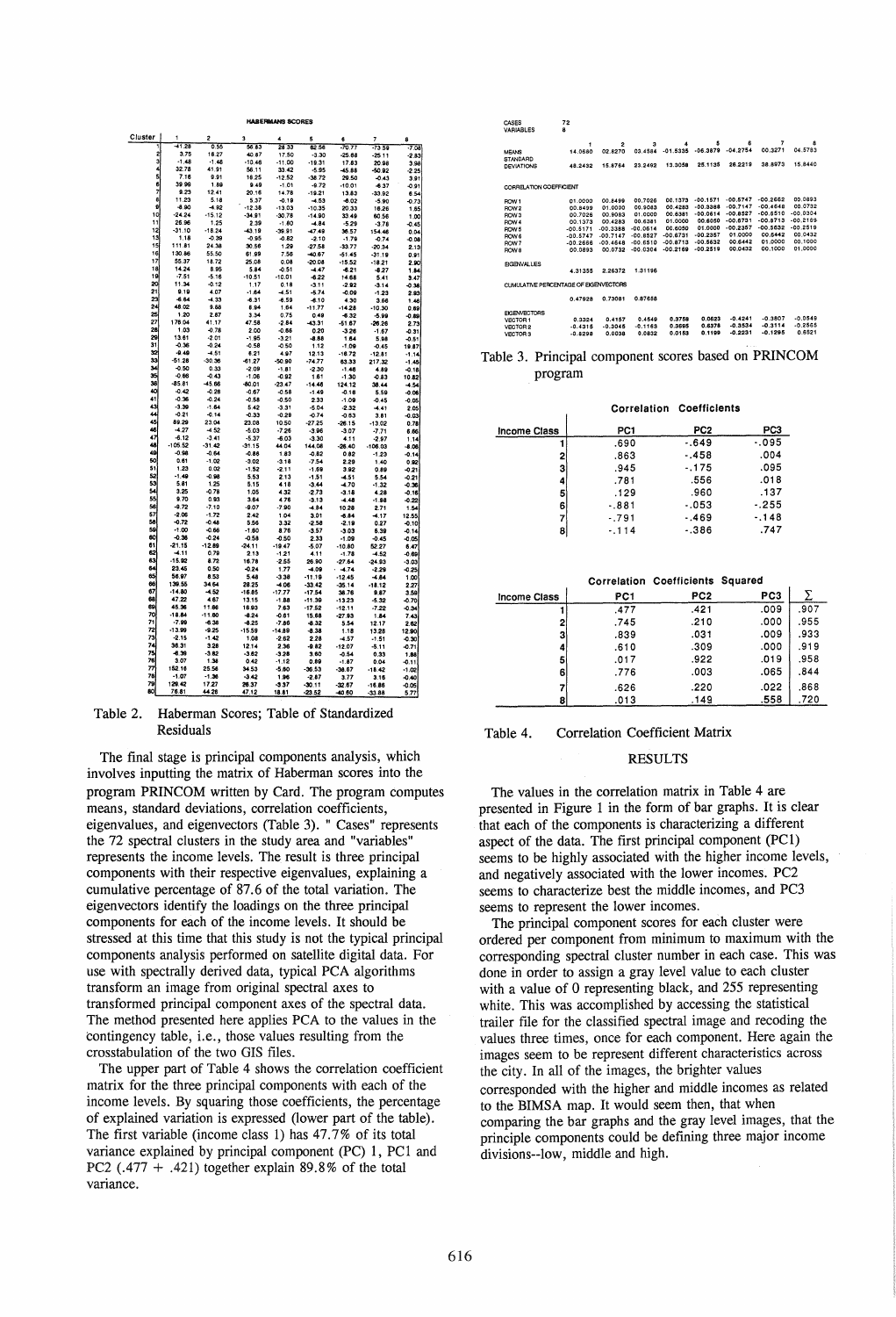| Cluster | 1 | 2 | 3 | 4 | 5 | 6 | 7 | 8 |
|---|---|---|---|---|---|---|---|---|
| | **HABERMANS SCORES** | | | | | | | |
| 1 | -41.28 | 0.55 | 56.83 | 28.33 | 62.56 | -70.77 | -73.59 | -7.08 |
| 2 | 3.75 | 18.27 | 40.87 | 17.50 | -3.30 | -25.68 | -25.11 | -2.83 |
| 3 | -1.48 | -1.48 | -10.46 | -11.00 | -19.31 | 17.83 | 20.98 | 3.98 |
| 4 | 32.78 | 41.91 | 56.11 | 33.42 | -5.95 | -45.88 | -50.92 | -2.25 |
| 5 | 7.16 | 9.91 | 18.25 | -12.52 | -38.72 | 29.50 | -0.43 | 3.91 |
| 6 | 39.99 | 1.89 | 9.49 | -1.01 | -9.72 | -10.01 | -6.37 | -0.91 |
| 7 | 9.23 | 12.41 | 20.16 | 14.78 | -19.21 | 13.83 | -33.92 | 6.54 |
| 8 | 11.23 | 5.18 | 5.37 | -0.19 | -4.53 | -6.02 | -5.90 | -0.73 |
| 9 | -8.90 | -4.92 | -12.38 | -13.03 | -10.35 | 20.33 | 16.26 | 1.65 |
| 10 | -24.24 | -15.12 | -34.91 | -30.78 | -14.90 | 33.49 | 60.56 | 1.00 |
| 11 | 26.96 | 1.25 | 2.39 | -1.80 | -4.84 | -5.29 | -3.78 | -0.45 |
| 12 | -31.10 | -18.24 | -43.19 | -39.91 | -47.49 | 36.57 | 154.46 | 0.04 |
| 13 | 1.18 | -0.39 | -0.95 | -0.82 | 1.29 | -1.79 | -0.74 | -0.08 |
| 15 | 111.81 | 24.38 | 30.58 | 1.29 | -27.58 | -33.77 | -20.34 | 2.13 |
| 16 | 130.86 | 55.50 | 61.99 | 7.56 | -40.67 | -51.45 | -31.19 | 0.91 |
| 17 | 55.37 | 18.72 | 25.08 | 0.08 | -20.08 | -15.52 | -18.21 | 2.90 |
| 18 | 14.24 | 8.95 | 5.84 | -0.51 | -4.47 | -6.21 | -8.27 | 1.84 |
| 19 | -7.51 | -5.16 | -10.51 | -10.01 | -6.22 | 14.68 | 5.41 | 3.47 |
| 20 | 11.34 | -0.12 | 1.17 | 0.18 | -3.11 | -2.92 | -3.14 | -0.36 |
| 21 | 9.19 | 4.07 | -1.64 | -4.51 | -5.74 | -0.09 | -1.23 | 2.93 |
| 23 | -6.64 | -4.33 | -6.31 | -6.59 | -6.10 | 4.30 | 3.66 | 1.46 |
| 24 | 48.02 | 9.88 | 6.94 | 1.64 | -11.77 | -14.28 | -10.30 | 0.69 |
| 25 | 1.20 | 2.87 | 3.34 | 0.75 | 0.49 | -6.32 | -5.99 | -0.89 |
| 27 | 176.04 | 41.17 | 47.58 | -2.84 | -43.31 | -51.67 | -26.26 | 2.73 |
| 28 | 1.03 | -0.78 | 2.00 | -0.66 | 0.20 | -3.26 | -1.67 | -0.31 |
| 29 | 13.61 | -2.01 | -1.95 | -3.21 | -8.88 | 1.64 | 5.98 | -0.51 |
| 31 | -0.36 | -0.24 | -0.58 | -0.50 | 1.12 | -1.09 | -0.45 | 19.87 |
| 32 | -9.49 | -4.51 | 6.21 | 4.97 | 12.13 | -16.72 | -12.81 | -1.14 |
| 33 | -51.28 | -30.36 | -61.27 | -50.90 | -74.77 | 63.33 | 217.32 | -1.45 |
| 34 | -0.50 | 0.33 | -2.09 | -1.81 | -2.30 | -1.46 | 4.89 | -0.18 |
| 35 | -0.66 | -0.43 | -1.06 | -0.92 | 1.61 | -1.30 | -0.83 | 10.82 |
| 36 | -85.81 | -45.66 | -80.01 | -23.47 | -14.46 | 124.12 | 38.44 | -4.54 |
| 40 | -0.42 | -0.28 | -0.67 | -0.58 | -1.49 | -0.18 | 5.59 | -0.06 |
| 41 | -0.36 | -0.24 | -0.58 | -0.50 | 2.33 | -1.09 | -0.45 | -0.05 |
| 43 | -3.39 | -1.64 | 5.42 | -3.31 | -5.04 | -2.32 | -4.41 | 2.05 |
| 44 | -0.21 | -0.14 | -0.33 | -0.29 | -0.74 | -0.53 | 3.81 | -0.03 |
| 45 | 89.29 | 23.04 | 23.08 | 10.50 | -27.25 | -26.15 | -13.02 | 0.78 |
| 46 | -4.27 | -4.52 | -5.03 | -7.26 | -3.96 | 3.07 | -7.71 | 8.66 |
| 47 | -6.12 | -3.41 | -5.37 | -6.03 | -3.30 | 4.11 | -2.97 | 1.14 |
| 48 | -105.52 | -31.42 | -31.15 | 44.04 | 144.08 | -26.40 | -106.03 | -8.06 |
| 49 | -0.98 | -0.64 | -0.86 | 1.83 | -0.82 | 0.82 | -1.23 | -0.14 |
| 50 | 0.61 | -1.02 | -3.02 | -3.18 | -7.54 | 2.29 | 1.40 | 0.92 |
| 51 | 1.23 | 0.02 | -1.52 | -2.11 | -1.69 | 3.92 | 0.89 | -0.21 |
| 52 | -1.49 | -0.98 | 5.53 | 2.13 | -1.51 | -4.51 | 5.54 | -0.21 |
| 53 | 5.81 | 1.25 | 5.15 | 4.18 | -3.44 | -4.70 | -1.32 | -0.36 |
| 54 | 3.25 | -0.78 | 1.05 | 4.32 | -2.73 | -3.18 | 4.28 | -0.16 |
| 55 | 9.70 | 0.93 | 3.64 | 4.76 | -3.13 | -4.48 | -1.88 | -0.22 |
| 56 | -9.72 | -7.10 | -9.07 | -7.90 | -4.84 | 10.28 | 2.71 | 1.54 |
| 57 | -2.06 | -1.72 | 2.42 | 1.04 | 3.01 | -6.84 | -4.17 | 12.55 |
| 58 | -0.72 | -0.48 | 5.56 | 3.32 | -2.58 | -2.19 | 0.27 | -0.10 |
| 59 | -1.00 | -0.66 | -1.60 | 8.76 | -3.57 | -3.03 | 6.39 | -0.14 |
| 60 | -0.36 | -0.24 | -0.58 | -0.50 | 2.33 | -1.09 | -0.45 | -0.05 |
| 61 | -21.15 | -12.89 | -24.11 | -19.47 | -5.07 | -10.80 | 52.27 | 6.47 |
| 62 | -4.11 | 0.79 | 2.13 | -1.21 | 4.11 | -1.78 | -4.52 | -0.69 |
| 63 | -15.92 | 6.72 | 16.78 | -2.55 | 26.90 | -27.64 | -24.93 | -3.03 |
| 64 | 23.45 | 0.50 | -0.24 | 1.77 | -4.09 | -4.74 | -2.29 | -0.25 |
| 65 | 56.97 | 6.53 | 5.48 | -3.38 | -11.19 | -12.45 | -4.84 | 1.00 |
| 66 | 139.55 | 34.64 | 28.25 | -4.06 | -33.42 | -35.14 | -18.12 | 2.27 |
| 67 | -14.80 | -4.52 | -16.85 | -17.77 | -17.54 | 36.76 | 9.87 | 3.59 |
| 68 | 47.22 | 4.67 | 13.15 | -1.88 | -11.30 | -13.23 | -5.30 | -0.70 |
| 69 | 45.36 | 11.66 | 16.93 | 7.63 | -17.52 | -12.11 | -7.22 | -0.34 |
| 70 | -18.84 | -11.80 | -8.24 | -0.61 | 15.68 | -27.93 | 1.84 | 7.43 |
| 71 | -7.99 | -6.38 | -8.25 | -7.86 | -8.32 | 5.54 | 12.17 | 2.62 |
| 72 | -13.99 | -9.25 | -15.59 | -14.89 | -8.38 | 1.18 | 13.28 | 12.90 |
| 73 | -2.15 | -1.42 | 1.08 | -2.62 | 2.28 | -4.57 | -1.51 | -0.30 |
| 74 | 36.31 | 3.28 | 12.14 | 2.36 | -9.82 | -12.07 | -5.11 | -0.71 |
| 75 | -6.39 | -3.82 | -3.62 | -3.28 | 3.60 | -0.54 | 0.33 | 1.88 |
| 76 | 3.07 | 1.34 | 0.42 | -1.12 | 0.89 | -1.87 | 0.04 | -0.11 |
| 77 | 152.16 | 25.56 | 34.53 | -5.80 | -36.53 | -38.67 | -18.42 | -1.02 |
| 78 | -1.07 | -1.36 | -3.42 | 1.96 | -2.67 | 3.77 | 3.15 | -0.40 |
| 79 | 129.42 | 17.27 | 26.37 | -3.37 | -30.11 | -32.67 | -16.86 | -0.05 |
| 80 | 76.81 | 44.28 | 47.12 | 18.81 | -23.52 | -40.60 | -33.88 | 5.77 |

Table 2. Haberman Scores; Table of Standardized Residuals

The final stage is principal components analysis, which involves inputting the matrix of Haberman scores into the program PRINCOM written by Card. The program computes means, standard deviations, correlation coefficients, eigenvalues, and eigenvectors (Table 3). " Cases" represents the 72 spectral clusters in the study area and "variables" represents the income levels. The result is three principal components with their respective eigenvalues, explaining a cumulative percentage of 87.6 of the total variation. The eigenvectors identify the loadings on the three principal components for each of the income levels. It should be stressed at this time that this study is not the typical principal components analysis performed on satellite digital data. For use with spectrally derived data, typical PCA algorithms transform an image from original spectral axes to transformed principal component axes of the spectral data. The method presented here applies PCA to the values in the contingency table, i.e., those values resulting from the crosstabulation of the two GIS files.

The upper part of Table 4 shows the correlation coefficient matrix for the three principal components with each of the income levels. By squaring those coefficients, the percentage of explained variation is expressed (lower part of the table). The first variable (income class 1) has 47.7% of its total variance explained by principal component (PC) 1, PC1 and PC2 (.477 + .421) together explain 89.8% of the total variance.

CASES 72
VARIABLES 8

| | 1 | 2 | 3 | 4 | 5 | 6 | 7 | 8 |
|---|---|---|---|---|---|---|---|---|
| MEANS | 14.0560 | 02.8270 | 03.4584 | -01.5335 | -06.3879 | -04.2754 | 00.3271 | 04.5783 |
| STANDARD DEVIATIONS | 48.2432 | 15.8764 | 23.2492 | 13.3058 | 25.1135 | 26.2219 | 38.8973 | 15.8440 |
| **CORRELATION COEFFICIENT** | | | | | | | | |
| ROW 1 | 01.0000 | 00.8499 | 00.7026 | 00.1373 | -00.5171 | -00.5747 | -00.2666 | 00.0893 |
| ROW 2 | 00.8499 | 01.0000 | 00.9083 | 00.4283 | -00.3388 | -00.7147 | -00.4648 | 00.0732 |
| ROW 3 | 00.7026 | 00.9083 | 01.0000 | 00.6381 | -00.0614 | -00.8527 | -00.6510 | -00.0304 |
| ROW 4 | 00.1373 | 00.4283 | 00.6381 | 01.0000 | 00.6050 | -00.6731 | -00.8713 | -00.2169 |
| ROW 5 | -00.5171 | -00.3388 | -00.0614 | 00.6050 | 01.0000 | -00.2357 | -00.5632 | -00.2519 |
| ROW 6 | -00.5747 | -00.7147 | -00.8527 | -00.6731 | -00.2357 | 01.0000 | 00.6442 | 00.0432 |
| ROW 7 | -00.2666 | -00.4648 | -00.6510 | -00.8713 | -00.5632 | 00.6442 | 01.0000 | 00.1000 |
| ROW 8 | 00.0893 | 00.0732 | -00.0304 | -00.2169 | -00.2519 | 00.0432 | 00.1000 | 01.0000 |
| **EIGENVALUES** | 4.31355 | 2.26372 | 1.31196 | | | | | |
| **CUMULATIVE PERCENTAGE OF EIGENVECTORS** | 0.47928 | 0.73081 | 0.87658 | | | | | |
| **EIGENVECTORS** | | | | | | | | |
| VECTOR 1 | 0.3324 | 0.4157 | 0.4549 | 0.3759 | 0.0623 | -0.4241 | -0.3807 | -0.0549 |
| VECTOR 2 | -0.4315 | -0.3045 | -0.1163 | 0.3695 | 0.6378 | -0.3534 | -0.3114 | -0.2565 |
| VECTOR 3 | -0.8298 | 0.0036 | 0.0832 | 0.0153 | 0.1199 | -0.2231 | -0.1295 | 0.6521 |

Table 3. Principal component scores based on PRINCOM program

**Correlation Coefficients**

| Income Class | PC1 | PC2 | PC3 |
|---|---|---|---|
| 1 | .690 | -.649 | -.095 |
| 2 | .863 | -.458 | .004 |
| 3 | .945 | -.175 | .095 |
| 4 | .781 | .556 | .018 |
| 5 | .129 | .960 | .137 |
| 6 | -.881 | -.053 | -.255 |
| 7 | -.791 | -.469 | -.148 |
| 8 | -.114 | -.386 | .747 |

**Correlation Coefficients Squared**

| Income Class | PC1 | PC2 | PC3 | Σ |
|---|---|---|---|---|
| 1 | .477 | .421 | .009 | .907 |
| 2 | .745 | .210 | .000 | .955 |
| 3 | .839 | .031 | .009 | .933 |
| 4 | .610 | .309 | .000 | .919 |
| 5 | .017 | .922 | .019 | .958 |
| 6 | .776 | .003 | .065 | .844 |
| 7 | .626 | .220 | .022 | .868 |
| 8 | .013 | .149 | .558 | .720 |

Table 4. Correlation Coefficient Matrix

## RESULTS

The values in the correlation matrix in Table 4 are presented in Figure 1 in the form of bar graphs. It is clear that each of the components is characterizing a different aspect of the data. The first principal component (PC1) seems to be highly associated with the higher income levels, and negatively associated with the lower incomes. PC2 seems to characterize best the middle incomes, and PC3 seems to represent the lower incomes.

The principal component scores for each cluster were ordered per component from minimum to maximum with the corresponding spectral cluster number in each case. This was done in order to assign a gray level value to each cluster with a value of 0 representing black, and 255 representing white. This was accomplished by accessing the statistical trailer file for the classified spectral image and recoding the values three times, once for each component. Here again the images seem to be represent different characteristics across the city. In all of the images, the brighter values corresponded with the higher and middle incomes as related to the BIMSA map. It would seem then, that when comparing the bar graphs and the gray level images, that the principle components could be defining three major income divisions--low, middle and high.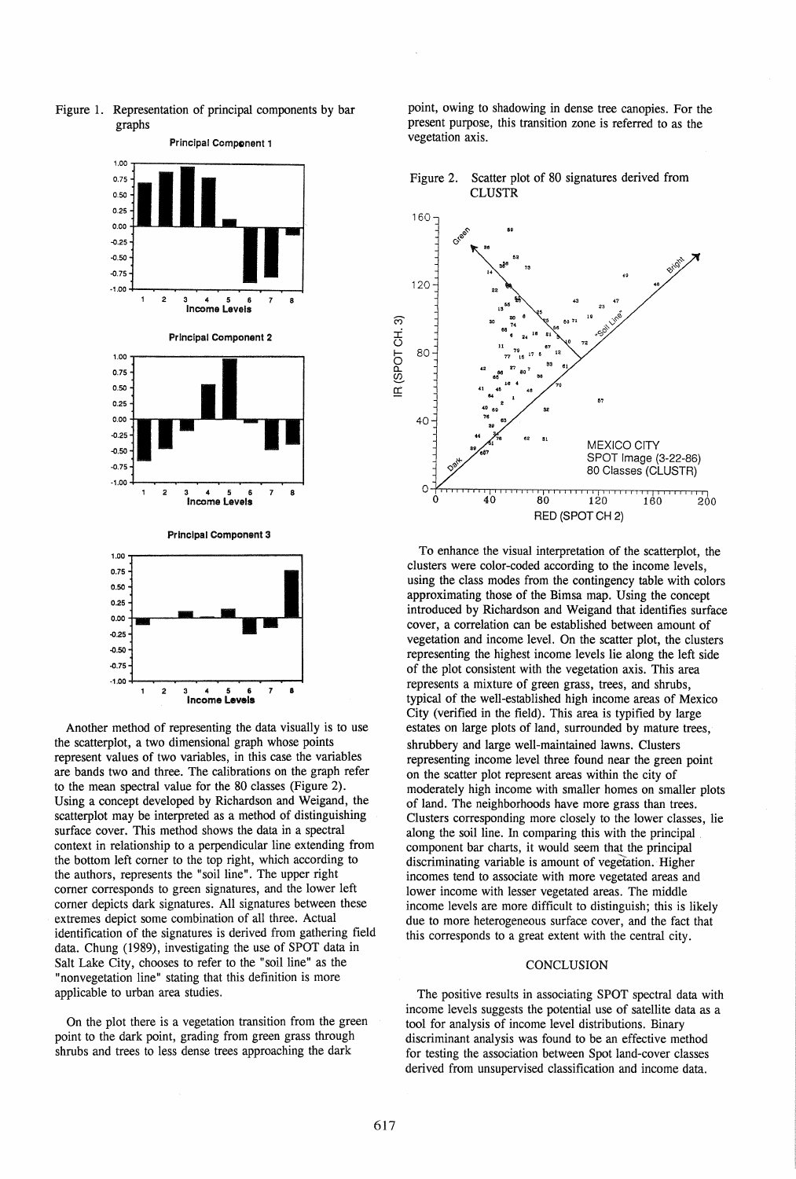Figure 1. Representation of principal components by bar graphs

Another method of representing the data visually is to use the scatterplot, a two dimensional graph whose points represent values of two variables, in this case the variables are bands two and three. The calibrations on the graph refer to the mean spectral value for the 80 classes (Figure 2). Using a concept developed by Richardson and Weigand, the scatterplot may be interpreted as a method of distinguishing surface cover. This method shows the data in a spectral context in relationship to a perpendicular line extending from the bottom left corner to the top right, which according to the authors, represents the "soil line". The upper right corner corresponds to green signatures, and the lower left corner depicts dark signatures. All signatures between these extremes depict some combination of all three. Actual identification of the signatures is derived from gathering field data. Chung (1989), investigating the use of SPOT data in Salt Lake City, chooses to refer to the "soil line" as the "nonvegetation line" stating that this definition is more applicable to urban area studies.

On the plot there is a vegetation transition from the green point to the dark point, grading from green grass through shrubs and trees to less dense trees approaching the dark point, owing to shadowing in dense tree canopies. For the present purpose, this transition zone is referred to as the vegetation axis.

Figure 2. Scatter plot of 80 signatures derived from CLUSTR

To enhance the visual interpretation of the scatterplot, the clusters were color-coded according to the income levels, using the class modes from the contingency table with colors approximating those of the Bimsa map. Using the concept introduced by Richardson and Weigand that identifies surface cover, a correlation can be established between amount of vegetation and income level. On the scatter plot, the clusters representing the highest income levels lie along the left side of the plot consistent with the vegetation axis. This area represents a mixture of green grass, trees, and shrubs, typical of the well-established high income areas of Mexico City (verified in the field). This area is typified by large estates on large plots of land, surrounded by mature trees, shrubbery and large well-maintained lawns. Clusters representing income level three found near the green point on the scatter plot represent areas within the city of moderately high income with smaller homes on smaller plots of land. The neighborhoods have more grass than trees. Clusters corresponding more closely to the lower classes, lie along the soil line. In comparing this with the principal component bar charts, it would seem that the principal discriminating variable is amount of vegetation. Higher incomes tend to associate with more vegetated areas and lower income with lesser vegetated areas. The middle income levels are more difficult to distinguish; this is likely due to more heterogeneous surface cover, and the fact that this corresponds to a great extent with the central city.

## CONCLUSION

The positive results in associating SPOT spectral data with income levels suggests the potential use of satellite data as a tool for analysis of income level distributions. Binary discriminant analysis was found to be an effective method for testing the association between Spot land-cover classes derived from unsupervised classification and income data.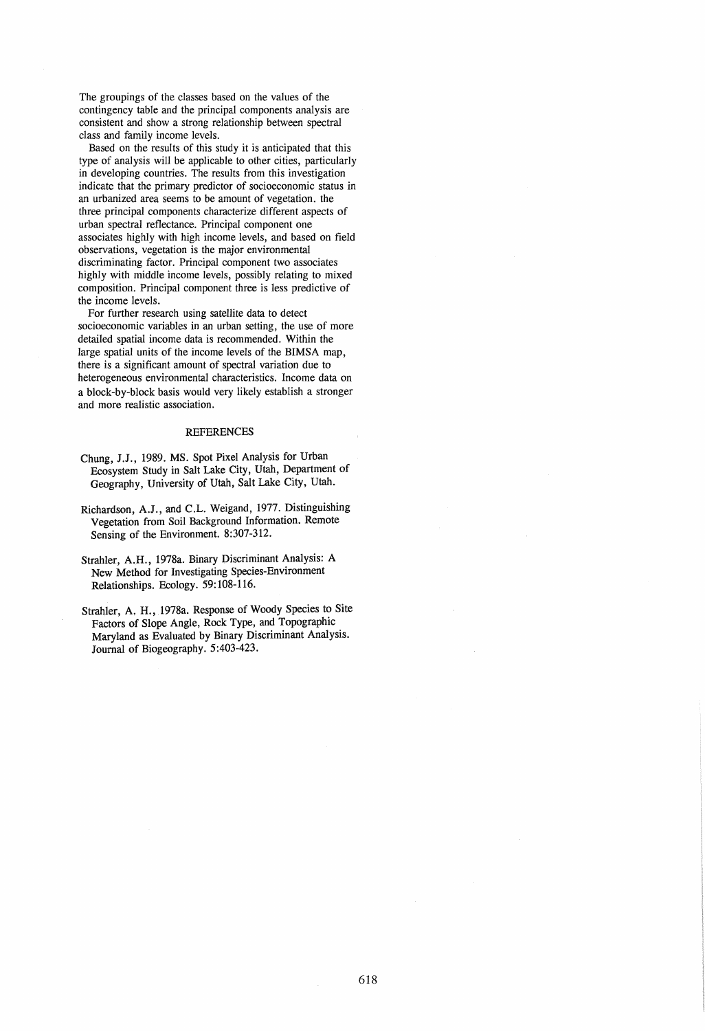The groupings of the classes based on the values of the contingency table and the principal components analysis are consistent and show a strong relationship between spectral class and family income levels.

Based on the results of this study it is anticipated that this type of analysis will be applicable to other cities, particularly in developing countries. The results from this investigation indicate that the primary predictor of socioeconomic status in an urbanized area seems to be amount of vegetation. the three principal components characterize different aspects of urban spectral reflectance. Principal component one associates highly with high income levels, and based on field observations, vegetation is the major environmental discriminating factor. Principal component two associates highly with middle income levels, possibly relating to mixed composition. Principal component three is less predictive of the income levels.

For further research using satellite data to detect socioeconomic variables in an urban setting, the use of more detailed spatial income data is recommended. Within the large spatial units of the income levels of the BIMSA map, there is a significant amount of spectral variation due to heterogeneous environmental characteristics. Income data on a block-by-block basis would very likely establish a stronger and more realistic association.

## REFERENCES

Chung, J.J., 1989. MS. Spot Pixel Analysis for Urban Ecosystem Study in Salt Lake City, Utah, Department of Geography, University of Utah, Salt Lake City, Utah.

Richardson, A.J., and C.L. Weigand, 1977. Distinguishing Vegetation from Soil Background Information. Remote Sensing of the Environment. 8:307-312.

Strahler, A.H., 1978a. Binary Discriminant Analysis: A New Method for Investigating Species-Environment Relationships. Ecology. 59:108-116.

Strahler, A. H., 1978a. Response of Woody Species to Site Factors of Slope Angle, Rock Type, and Topographic Maryland as Evaluated by Binary Discriminant Analysis. Journal of Biogeography. 5:403-423.